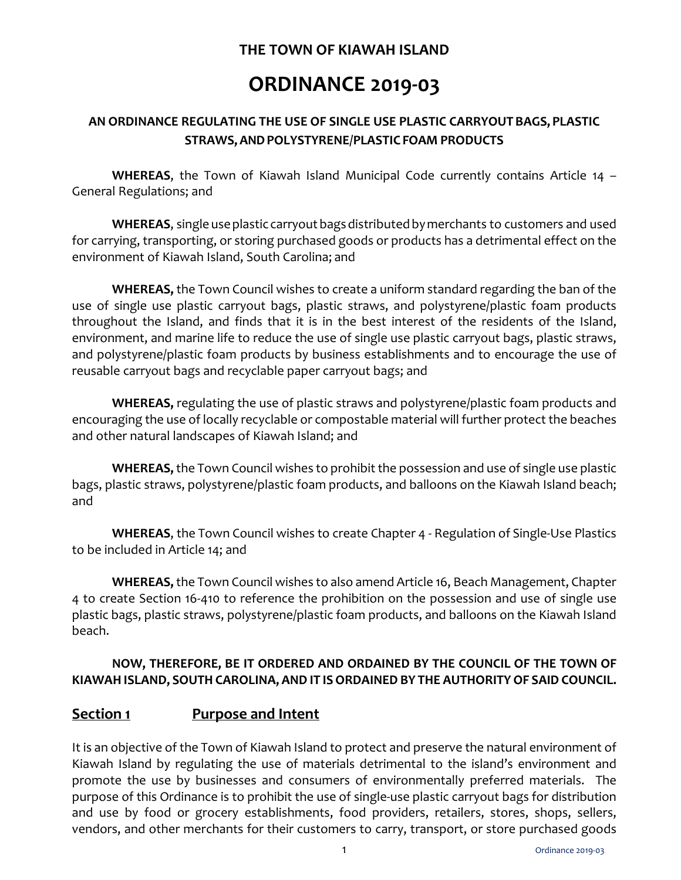# THE TOWN OF KIAWAH ISLAND

# ORDINANCE 2019-03

## AN ORDINANCE REGULATING THE USE OF SINGLE USE PLASTIC CARRYOUT BAGS, PLASTIC STRAWS, AND POLYSTYRENE/PLASTIC FOAM PRODUCTS

**WHEREAS**, the Town of Kiawah Island Municipal Code currently contains Article 14 – General Regulations; and

**WHEREAS**, single use plastic carryout bags distributed by merchants to customers and used for carrying, transporting, or storing purchased goods or products has a detrimental effect on the environment of Kiawah Island, South Carolina; and

**WHEREAS,** the Town Council wishes to create a uniform standard regarding the ban of the use of single use plastic carryout bags, plastic straws, and polystyrene/plastic foam products throughout the Island, and finds that it is in the best interest of the residents of the Island, environment, and marine life to reduce the use of single use plastic carryout bags, plastic straws, and polystyrene/plastic foam products by business establishments and to encourage the use of reusable carryout bags and recyclable paper carryout bags; and

**WHEREAS,** regulating the use of plastic straws and polystyrene/plastic foam products and encouraging the use of locally recyclable or compostable material will further protect the beaches and other natural landscapes of Kiawah Island; and

**WHEREAS,** the Town Council wishes to prohibit the possession and use of single use plastic bags, plastic straws, polystyrene/plastic foam products, and balloons on the Kiawah Island beach; and

**WHEREAS**, the Town Council wishes to create Chapter 4 - Regulation of Single-Use Plastics to be included in Article 14; and

**WHEREAS,** the Town Council wishes to also amend Article 16, Beach Management, Chapter 4 to create Section 16-410 to reference the prohibition on the possession and use of single use plastic bags, plastic straws, polystyrene/plastic foam products, and balloons on the Kiawah Island beach.

**NOW, THEREFORE, BE IT ORDERED AND ORDAINED BY THE COUNCIL OF THE TOWN OF KIAWAH ISLAND, SOUTH CAROLINA, AND IT IS ORDAINED BY THE AUTHORITY OF SAID COUNCIL.**

## Section 1 Purpose and Intent

It is an objective of the Town of Kiawah Island to protect and preserve the natural environment of Kiawah Island by regulating the use of materials detrimental to the island's environment and promote the use by businesses and consumers of environmentally preferred materials. The purpose of this Ordinance is to prohibit the use of single-use plastic carryout bags for distribution and use by food or grocery establishments, food providers, retailers, stores, shops, sellers, vendors, and other merchants for their customers to carry, transport, or store purchased goods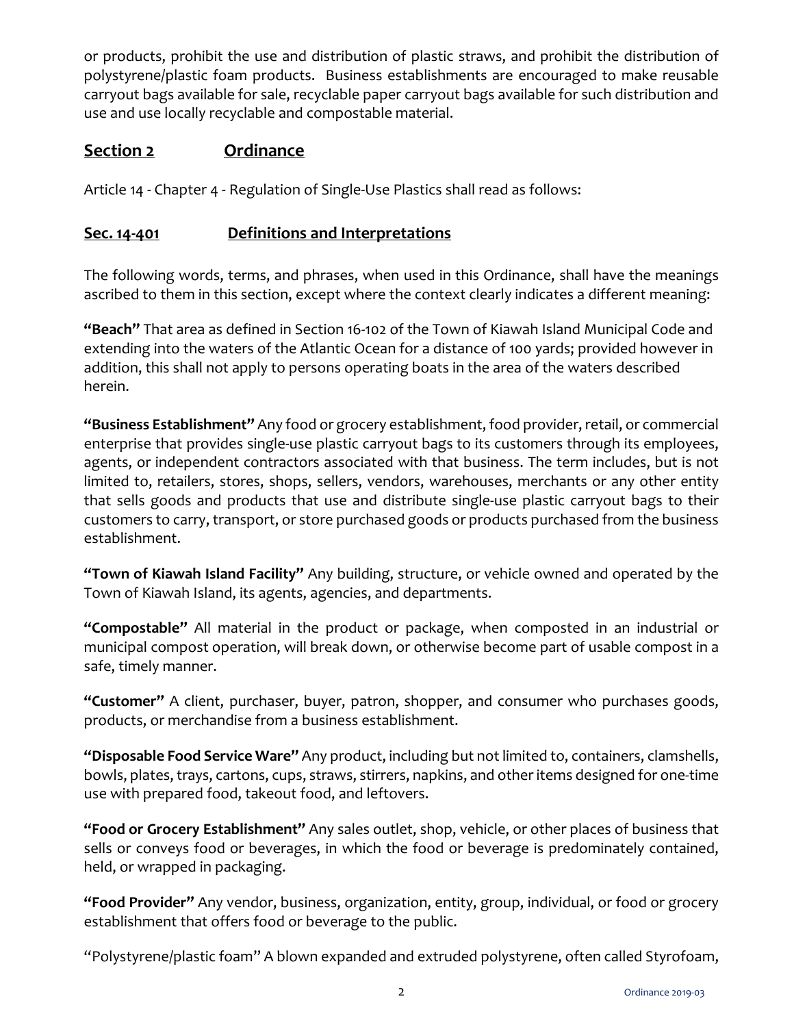or products, prohibit the use and distribution of plastic straws, and prohibit the distribution of polystyrene/plastic foam products. Business establishments are encouraged to make reusable carryout bags available for sale, recyclable paper carryout bags available for such distribution and use and use locally recyclable and compostable material.

## Section 2 Ordinance

Article 14 - Chapter 4 - Regulation of Single-Use Plastics shall read as follows:

## Sec. 14-401 Definitions and Interpretations

The following words, terms, and phrases, when used in this Ordinance, shall have the meanings ascribed to them in this section, except where the context clearly indicates a different meaning:

**"Beach"** That area as defined in Section 16-102 of the Town of Kiawah Island Municipal Code and extending into the waters of the Atlantic Ocean for a distance of 100 yards; provided however in addition, this shall not apply to persons operating boats in the area of the waters described herein.

**"Business Establishment"** Any food or grocery establishment, food provider, retail, or commercial enterprise that provides single-use plastic carryout bags to its customers through its employees, agents, or independent contractors associated with that business. The term includes, but is not limited to, retailers, stores, shops, sellers, vendors, warehouses, merchants or any other entity that sells goods and products that use and distribute single-use plastic carryout bags to their customers to carry, transport, or store purchased goods or products purchased from the business establishment.

**"Town of Kiawah Island Facility"** Any building, structure, or vehicle owned and operated by the Town of Kiawah Island, its agents, agencies, and departments.

**"Compostable"** All material in the product or package, when composted in an industrial or municipal compost operation, will break down, or otherwise become part of usable compost in a safe, timely manner.

**"Customer"** A client, purchaser, buyer, patron, shopper, and consumer who purchases goods, products, or merchandise from a business establishment.

**"Disposable Food Service Ware"** Any product, including but not limited to, containers, clamshells, bowls, plates, trays, cartons, cups, straws, stirrers, napkins, and other items designed for one-time use with prepared food, takeout food, and leftovers.

**"Food or Grocery Establishment"** Any sales outlet, shop, vehicle, or other places of business that sells or conveys food or beverages, in which the food or beverage is predominately contained, held, or wrapped in packaging.

**"Food Provider"** Any vendor, business, organization, entity, group, individual, or food or grocery establishment that offers food or beverage to the public.

"Polystyrene/plastic foam" A blown expanded and extruded polystyrene, often called Styrofoam,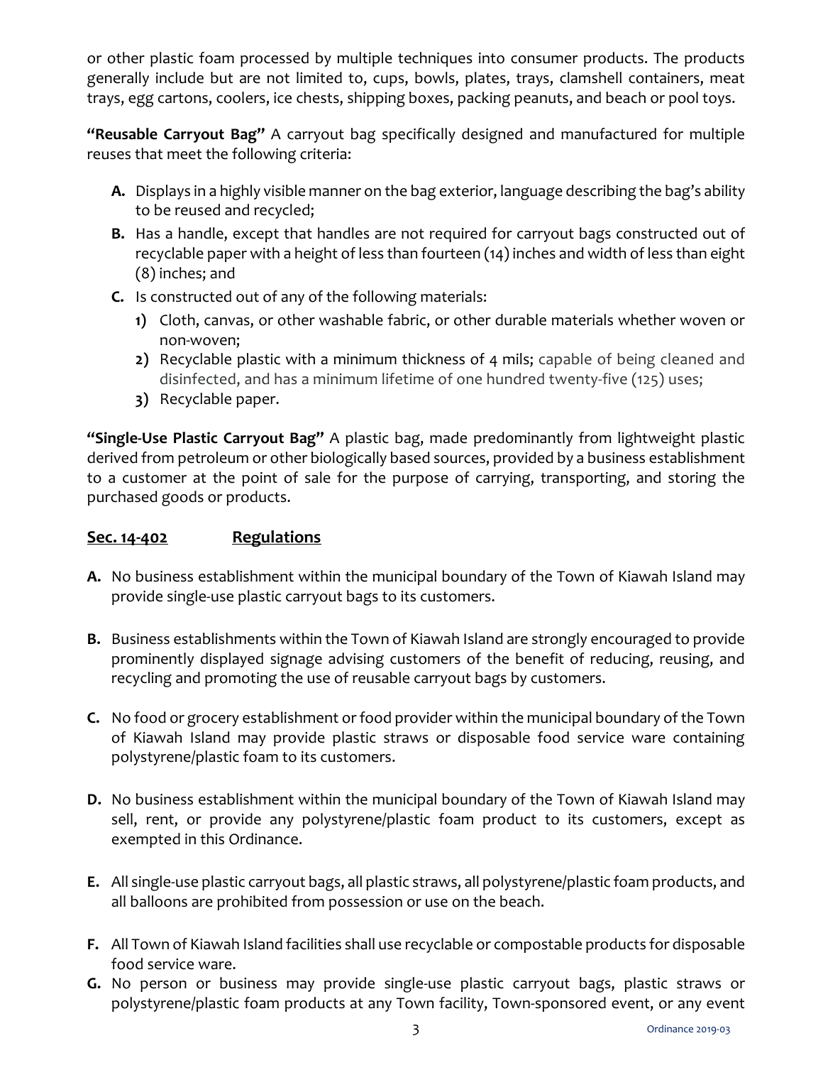or other plastic foam processed by multiple techniques into consumer products. The products generally include but are not limited to, cups, bowls, plates, trays, clamshell containers, meat trays, egg cartons, coolers, ice chests, shipping boxes, packing peanuts, and beach or pool toys.

**"Reusable Carryout Bag"** A carryout bag specifically designed and manufactured for multiple reuses that meet the following criteria:

- **A.** Displays in a highly visible manner on the bag exterior, language describing the bag's ability to be reused and recycled;
- **B.** Has a handle, except that handles are not required for carryout bags constructed out of recyclable paper with a height of less than fourteen (14) inches and width of less than eight (8) inches; and
- **C.** Is constructed out of any of the following materials:
  - **1)** Cloth, canvas, or other washable fabric, or other durable materials whether woven or non-woven;
  - **2)** Recyclable plastic with a minimum thickness of 4 mils; capable of being cleaned and disinfected, and has a minimum lifetime of one hundred twenty-five (125) uses;
  - **3)** Recyclable paper.

**"Single-Use Plastic Carryout Bag"** A plastic bag, made predominantly from lightweight plastic derived from petroleum or other biologically based sources, provided by a business establishment to a customer at the point of sale for the purpose of carrying, transporting, and storing the purchased goods or products.

## Sec. 14-402 Regulations

**A.** No business establishment within the municipal boundary of the Town of Kiawah Island may provide single-use plastic carryout bags to its customers.

**B.** Business establishments within the Town of Kiawah Island are strongly encouraged to provide prominently displayed signage advising customers of the benefit of reducing, reusing, and recycling and promoting the use of reusable carryout bags by customers.

**C.** No food or grocery establishment or food provider within the municipal boundary of the Town of Kiawah Island may provide plastic straws or disposable food service ware containing polystyrene/plastic foam to its customers.

**D.** No business establishment within the municipal boundary of the Town of Kiawah Island may sell, rent, or provide any polystyrene/plastic foam product to its customers, except as exempted in this Ordinance.

**E.** All single-use plastic carryout bags, all plastic straws, all polystyrene/plastic foam products, and all balloons are prohibited from possession or use on the beach.

**F.** All Town of Kiawah Island facilities shall use recyclable or compostable products for disposable food service ware.

**G.** No person or business may provide single-use plastic carryout bags, plastic straws or polystyrene/plastic foam products at any Town facility, Town-sponsored event, or any event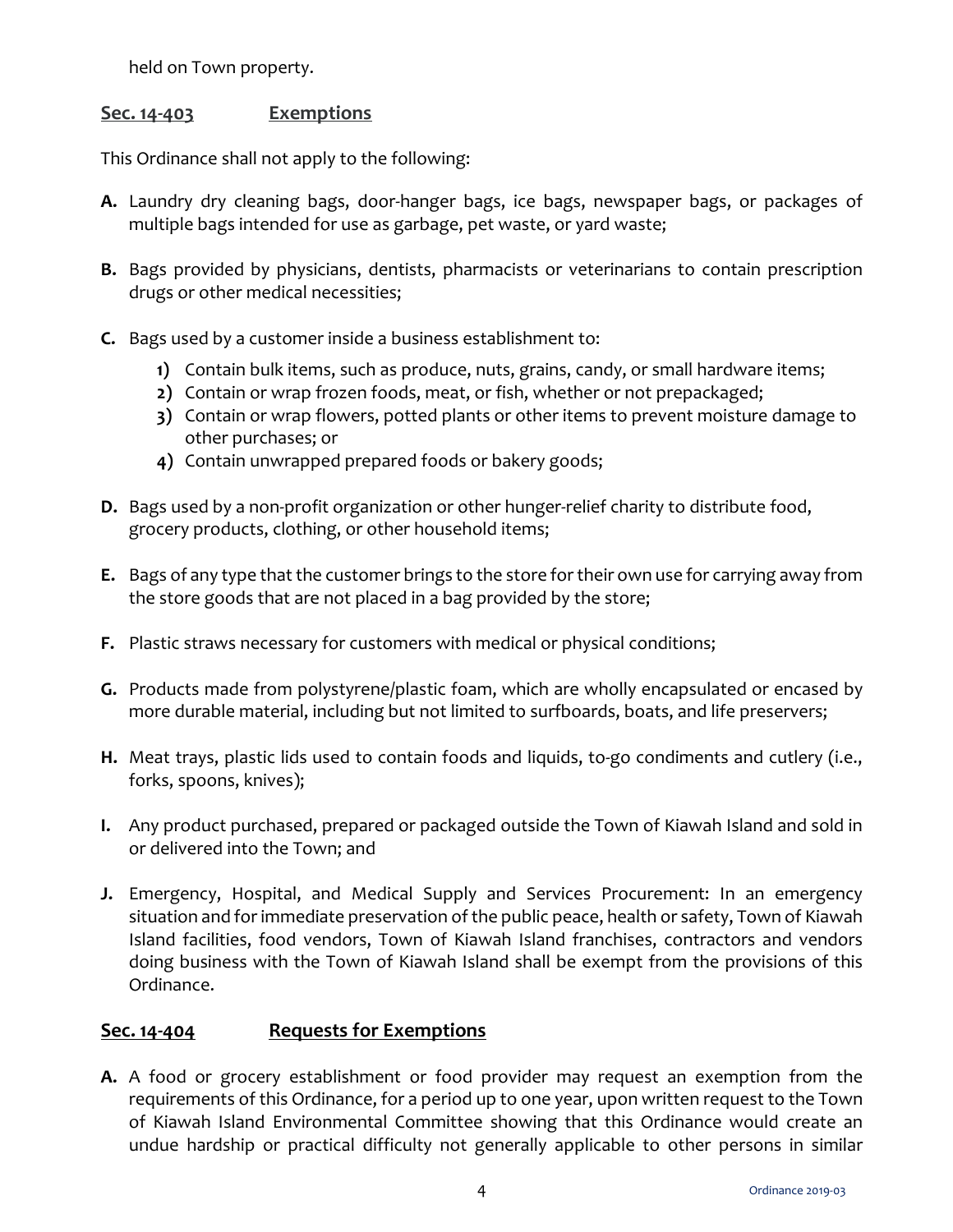held on Town property.

## Sec. 14-403 Exemptions

This Ordinance shall not apply to the following:

**A.** Laundry dry cleaning bags, door-hanger bags, ice bags, newspaper bags, or packages of multiple bags intended for use as garbage, pet waste, or yard waste;

**B.** Bags provided by physicians, dentists, pharmacists or veterinarians to contain prescription drugs or other medical necessities;

**C.** Bags used by a customer inside a business establishment to:

1) Contain bulk items, such as produce, nuts, grains, candy, or small hardware items;
2) Contain or wrap frozen foods, meat, or fish, whether or not prepackaged;
3) Contain or wrap flowers, potted plants or other items to prevent moisture damage to other purchases; or
4) Contain unwrapped prepared foods or bakery goods;

**D.** Bags used by a non-profit organization or other hunger-relief charity to distribute food, grocery products, clothing, or other household items;

**E.** Bags of any type that the customer brings to the store for their own use for carrying away from the store goods that are not placed in a bag provided by the store;

**F.** Plastic straws necessary for customers with medical or physical conditions;

**G.** Products made from polystyrene/plastic foam, which are wholly encapsulated or encased by more durable material, including but not limited to surfboards, boats, and life preservers;

**H.** Meat trays, plastic lids used to contain foods and liquids, to-go condiments and cutlery (i.e., forks, spoons, knives);

**I.** Any product purchased, prepared or packaged outside the Town of Kiawah Island and sold in or delivered into the Town; and

**J.** Emergency, Hospital, and Medical Supply and Services Procurement: In an emergency situation and for immediate preservation of the public peace, health or safety, Town of Kiawah Island facilities, food vendors, Town of Kiawah Island franchises, contractors and vendors doing business with the Town of Kiawah Island shall be exempt from the provisions of this Ordinance.

## Sec. 14-404 Requests for Exemptions

**A.** A food or grocery establishment or food provider may request an exemption from the requirements of this Ordinance, for a period up to one year, upon written request to the Town of Kiawah Island Environmental Committee showing that this Ordinance would create an undue hardship or practical difficulty not generally applicable to other persons in similar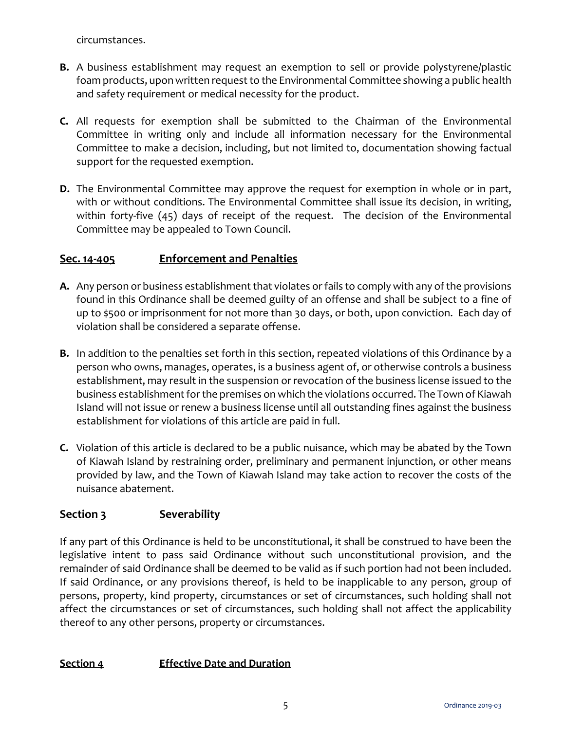circumstances.

**B.** A business establishment may request an exemption to sell or provide polystyrene/plastic foam products, upon written request to the Environmental Committee showing a public health and safety requirement or medical necessity for the product.

**C.** All requests for exemption shall be submitted to the Chairman of the Environmental Committee in writing only and include all information necessary for the Environmental Committee to make a decision, including, but not limited to, documentation showing factual support for the requested exemption.

**D.** The Environmental Committee may approve the request for exemption in whole or in part, with or without conditions. The Environmental Committee shall issue its decision, in writing, within forty-five (45) days of receipt of the request. The decision of the Environmental Committee may be appealed to Town Council.

## Sec. 14-405 Enforcement and Penalties

**A.** Any person or business establishment that violates or fails to comply with any of the provisions found in this Ordinance shall be deemed guilty of an offense and shall be subject to a fine of up to $500 or imprisonment for not more than 30 days, or both, upon conviction. Each day of violation shall be considered a separate offense.

**B.** In addition to the penalties set forth in this section, repeated violations of this Ordinance by a person who owns, manages, operates, is a business agent of, or otherwise controls a business establishment, may result in the suspension or revocation of the business license issued to the business establishment for the premises on which the violations occurred. The Town of Kiawah Island will not issue or renew a business license until all outstanding fines against the business establishment for violations of this article are paid in full.

**C.** Violation of this article is declared to be a public nuisance, which may be abated by the Town of Kiawah Island by restraining order, preliminary and permanent injunction, or other means provided by law, and the Town of Kiawah Island may take action to recover the costs of the nuisance abatement.

## Section 3 Severability

If any part of this Ordinance is held to be unconstitutional, it shall be construed to have been the legislative intent to pass said Ordinance without such unconstitutional provision, and the remainder of said Ordinance shall be deemed to be valid as if such portion had not been included. If said Ordinance, or any provisions thereof, is held to be inapplicable to any person, group of persons, property, kind property, circumstances or set of circumstances, such holding shall not affect the circumstances or set of circumstances, such holding shall not affect the applicability thereof to any other persons, property or circumstances.

## Section 4 Effective Date and Duration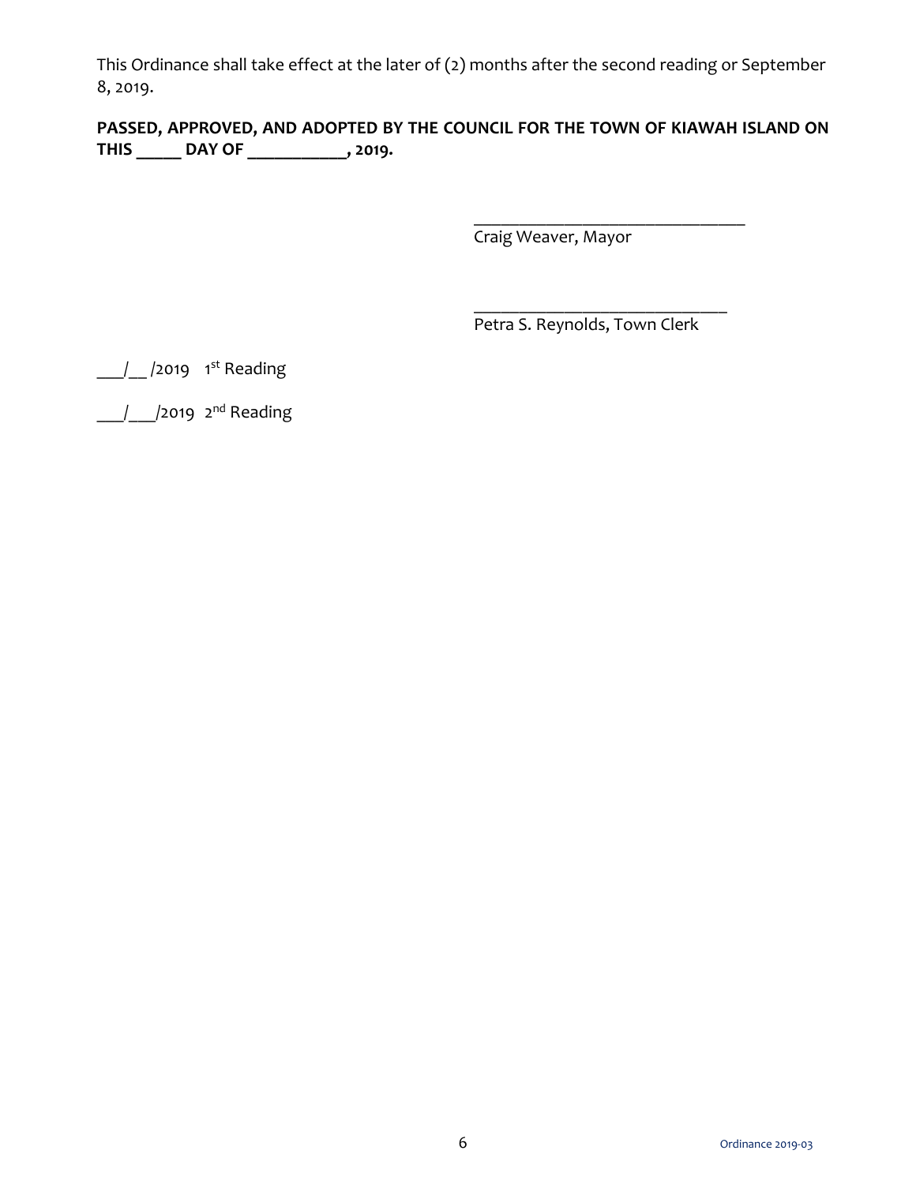This Ordinance shall take effect at the later of (2) months after the second reading or September 8, 2019.

**PASSED, APPROVED, AND ADOPTED BY THE COUNCIL FOR THE TOWN OF KIAWAH ISLAND ON THIS _____ DAY OF ___________, 2019.**

________________________________
Craig Weaver, Mayor

______________________________
Petra S. Reynolds, Town Clerk

___/__ /2019 1st Reading

___/___/2019 2nd Reading